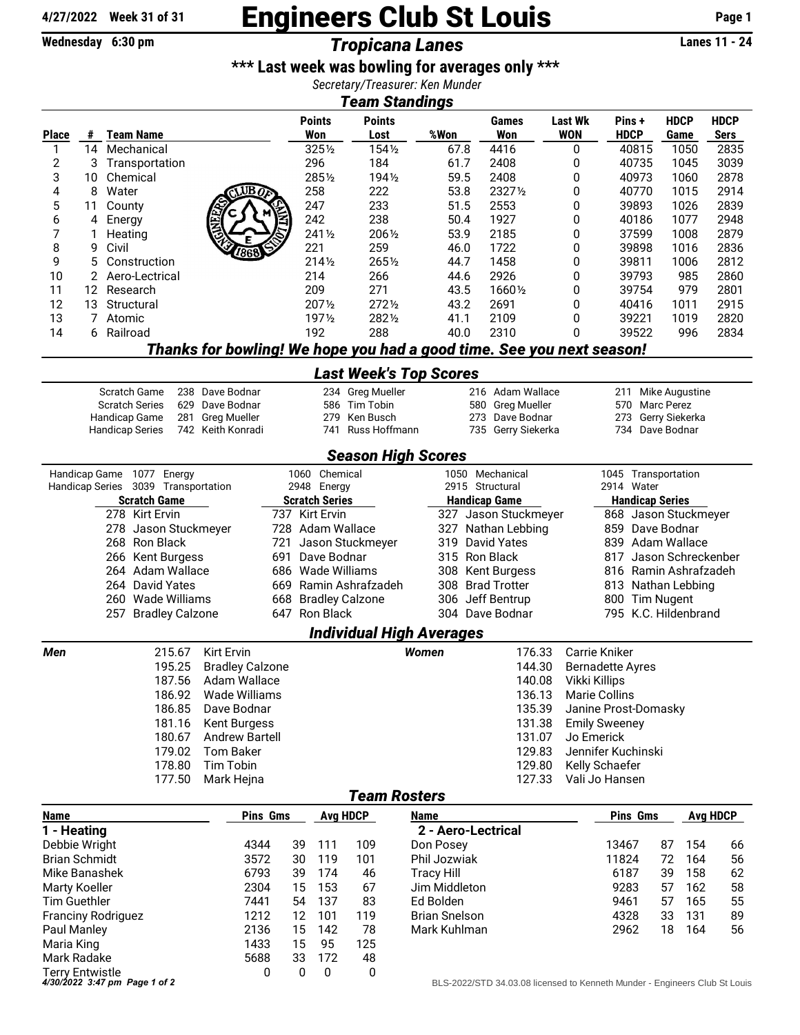4/27/2022 Week 31 of 31

# Engineers Club St Louis

Wednesday 6:30 pm

## *Tropicana Lanes*

Lanes 11 - 24

### *** Last week was bowling for averages only ***

*Secretary/Treasurer: Ken Munder*

## *Team Standings*

| Place | # | Team Name | Points Won | Points Lost | %Won | Games Won | Last Wk WON | Pins + HDCP | HDCP Game | HDCP Sers |
|---|---|---|---|---|---|---|---|---|---|---|
| 1 | 14 | Mechanical | 325½ | 154½ | 67.8 | 4416 | 0 | 40815 | 1050 | 2835 |
| 2 | 3 | Transportation | 296 | 184 | 61.7 | 2408 | 0 | 40735 | 1045 | 3039 |
| 3 | 10 | Chemical | 285½ | 194½ | 59.5 | 2408 | 0 | 40973 | 1060 | 2878 |
| 4 | 8 | Water | 258 | 222 | 53.8 | 2327½ | 0 | 40770 | 1015 | 2914 |
| 5 | 11 | County | 247 | 233 | 51.5 | 2553 | 0 | 39893 | 1026 | 2839 |
| 6 | 4 | Energy | 242 | 238 | 50.4 | 1927 | 0 | 40186 | 1077 | 2948 |
| 7 | 1 | Heating | 241½ | 206½ | 53.9 | 2185 | 0 | 37599 | 1008 | 2879 |
| 8 | 9 | Civil | 221 | 259 | 46.0 | 1722 | 0 | 39898 | 1016 | 2836 |
| 9 | 5 | Construction | 214½ | 265½ | 44.7 | 1458 | 0 | 39811 | 1006 | 2812 |
| 10 | 2 | Aero-Lectrical | 214 | 266 | 44.6 | 2926 | 0 | 39793 | 985 | 2860 |
| 11 | 12 | Research | 209 | 271 | 43.5 | 1660½ | 0 | 39754 | 979 | 2801 |
| 12 | 13 | Structural | 207½ | 272½ | 43.2 | 2691 | 0 | 40416 | 1011 | 2915 |
| 13 | 7 | Atomic | 197½ | 282½ | 41.1 | 2109 | 0 | 39221 | 1019 | 2820 |
| 14 | 6 | Railroad | 192 | 288 | 40.0 | 2310 | 0 | 39522 | 996 | 2834 |

### *Thanks for bowling! We hope you had a good time. See you next season!*

## *Last Week's Top Scores*

| | | | | |
|---|---|---|---|---|
| Scratch Game | 238 Dave Bodnar | 234 Greg Mueller | 216 Adam Wallace | 211 Mike Augustine |
| Scratch Series | 629 Dave Bodnar | 586 Tim Tobin | 580 Greg Mueller | 570 Marc Perez |
| Handicap Game | 281 Greg Mueller | 279 Ken Busch | 273 Dave Bodnar | 273 Gerry Siekerka |
| Handicap Series | 742 Keith Konradi | 741 Russ Hoffmann | 735 Gerry Siekerka | 734 Dave Bodnar |

## *Season High Scores*

| | | | | |
|---|---|---|---|---|
| Handicap Game | 1077 Energy | 1060 Chemical | 1050 Mechanical | 1045 Transportation |
| Handicap Series | 3039 Transportation | 2948 Energy | 2915 Structural | 2914 Water |

| Scratch Game | Scratch Series | Handicap Game | Handicap Series |
|---|---|---|---|
| 278 Kirt Ervin | 737 Kirt Ervin | 327 Jason Stuckmeyer | 868 Jason Stuckmeyer |
| 278 Jason Stuckmeyer | 728 Adam Wallace | 327 Nathan Lebbing | 859 Dave Bodnar |
| 268 Ron Black | 721 Jason Stuckmeyer | 319 David Yates | 839 Adam Wallace |
| 266 Kent Burgess | 691 Dave Bodnar | 315 Ron Black | 817 Jason Schreckenber |
| 264 Adam Wallace | 686 Wade Williams | 308 Kent Burgess | 816 Ramin Ashrafzadeh |
| 264 David Yates | 669 Ramin Ashrafzadeh | 308 Brad Trotter | 813 Nathan Lebbing |
| 260 Wade Williams | 668 Bradley Calzone | 306 Jeff Bentrup | 800 Tim Nugent |
| 257 Bradley Calzone | 647 Ron Black | 304 Dave Bodnar | 795 K.C. Hildenbrand |

## *Individual High Averages*

| Men | | Women | |
|---|---|---|---|
| 215.67 | Kirt Ervin | 176.33 | Carrie Kniker |
| 195.25 | Bradley Calzone | 144.30 | Bernadette Ayres |
| 187.56 | Adam Wallace | 140.08 | Vikki Killips |
| 186.92 | Wade Williams | 136.13 | Marie Collins |
| 186.85 | Dave Bodnar | 135.39 | Janine Prost-Domasky |
| 181.16 | Kent Burgess | 131.38 | Emily Sweeney |
| 180.67 | Andrew Bartell | 131.07 | Jo Emerick |
| 179.02 | Tom Baker | 129.83 | Jennifer Kuchinski |
| 178.80 | Tim Tobin | 129.80 | Kelly Schaefer |
| 177.50 | Mark Hejna | 127.33 | Vali Jo Hansen |

## *Team Rosters*

| Name | Pins | Gms | Avg | HDCP |
|---|---|---|---|---|
| **1 - Heating** | | | | |
| Debbie Wright | 4344 | 39 | 111 | 109 |
| Brian Schmidt | 3572 | 30 | 119 | 101 |
| Mike Banashek | 6793 | 39 | 174 | 46 |
| Marty Koeller | 2304 | 15 | 153 | 67 |
| Tim Guethler | 7441 | 54 | 137 | 83 |
| Franciny Rodriguez | 1212 | 12 | 101 | 119 |
| Paul Manley | 2136 | 15 | 142 | 78 |
| Maria King | 1433 | 15 | 95 | 125 |
| Mark Radake | 5688 | 33 | 172 | 48 |
| Terry Entwistle | 0 | 0 | 0 | 0 |

| Name | Pins | Gms | Avg | HDCP |
|---|---|---|---|---|
| **2 - Aero-Lectrical** | | | | |
| Don Posey | 13467 | 87 | 154 | 66 |
| Phil Jozwiak | 11824 | 72 | 164 | 56 |
| Tracy Hill | 6187 | 39 | 158 | 62 |
| Jim Middleton | 9283 | 57 | 162 | 58 |
| Ed Bolden | 9461 | 57 | 165 | 55 |
| Brian Snelson | 4328 | 33 | 131 | 89 |
| Mark Kuhlman | 2962 | 18 | 164 | 56 |

BLS-2022/STD 34.03.08 licensed to Kenneth Munder - Engineers Club St Louis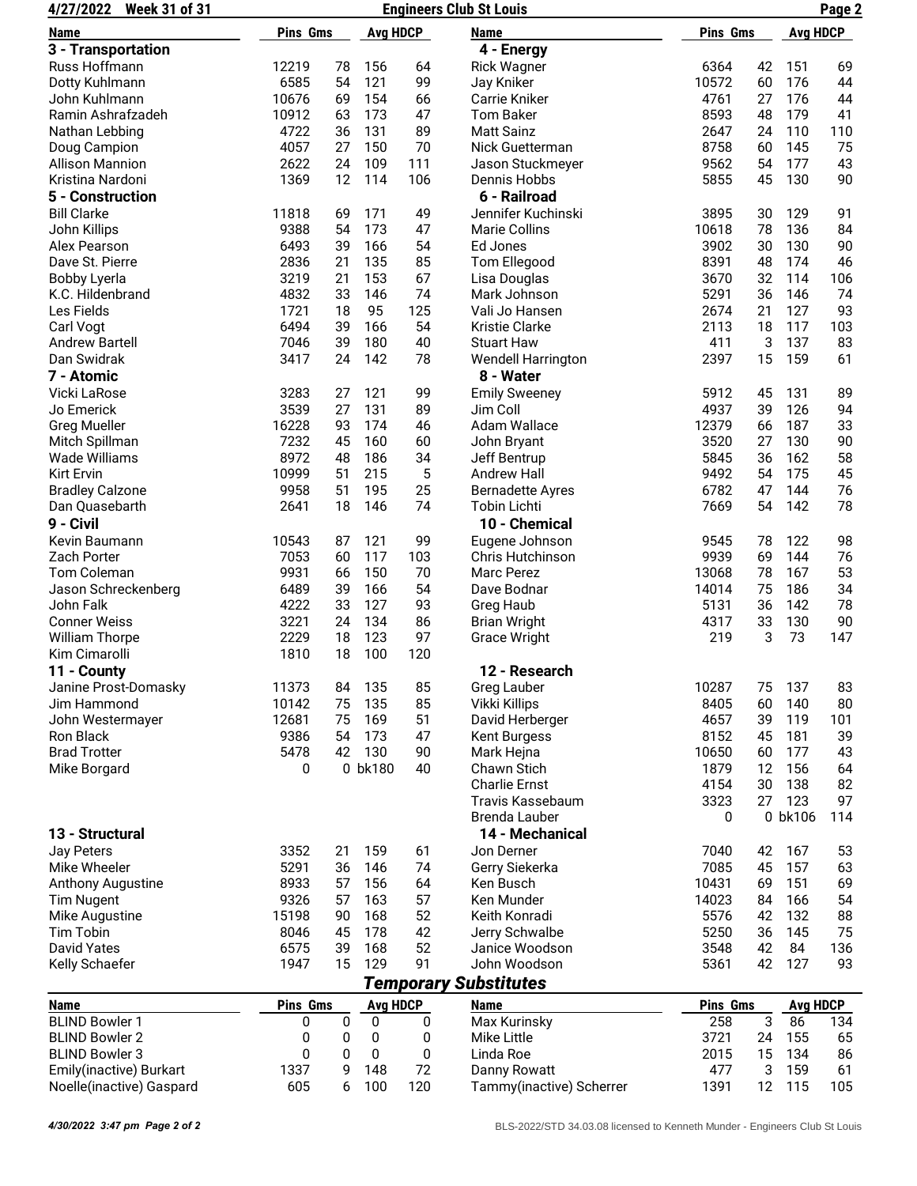| Name | Pins | Gms | Avg | HDCP | Name | Pins | Gms | Avg | HDCP |
|---|---|---|---|---|---|---|---|---|---|
| **3 - Transportation** | | | | | **4 - Energy** | | | | |
| Russ Hoffmann | 12219 | 78 | 156 | 64 | Rick Wagner | 6364 | 42 | 151 | 69 |
| Dotty Kuhlmann | 6585 | 54 | 121 | 99 | Jay Kniker | 10572 | 60 | 176 | 44 |
| John Kuhlmann | 10676 | 69 | 154 | 66 | Carrie Kniker | 4761 | 27 | 176 | 44 |
| Ramin Ashrafzadeh | 10912 | 63 | 173 | 47 | Tom Baker | 8593 | 48 | 179 | 41 |
| Nathan Lebbing | 4722 | 36 | 131 | 89 | Matt Sainz | 2647 | 24 | 110 | 110 |
| Doug Campion | 4057 | 27 | 150 | 70 | Nick Guetterman | 8758 | 60 | 145 | 75 |
| Allison Mannion | 2622 | 24 | 109 | 111 | Jason Stuckmeyer | 9562 | 54 | 177 | 43 |
| Kristina Nardoni | 1369 | 12 | 114 | 106 | Dennis Hobbs | 5855 | 45 | 130 | 90 |
| **5 - Construction** | | | | | **6 - Railroad** | | | | |
| Bill Clarke | 11818 | 69 | 171 | 49 | Jennifer Kuchinski | 3895 | 30 | 129 | 91 |
| John Killips | 9388 | 54 | 173 | 47 | Marie Collins | 10618 | 78 | 136 | 84 |
| Alex Pearson | 6493 | 39 | 166 | 54 | Ed Jones | 3902 | 30 | 130 | 90 |
| Dave St. Pierre | 2836 | 21 | 135 | 85 | Tom Ellegood | 8391 | 48 | 174 | 46 |
| Bobby Lyerla | 3219 | 21 | 153 | 67 | Lisa Douglas | 3670 | 32 | 114 | 106 |
| K.C. Hildenbrand | 4832 | 33 | 146 | 74 | Mark Johnson | 5291 | 36 | 146 | 74 |
| Les Fields | 1721 | 18 | 95 | 125 | Vali Jo Hansen | 2674 | 21 | 127 | 93 |
| Carl Vogt | 6494 | 39 | 166 | 54 | Kristie Clarke | 2113 | 18 | 117 | 103 |
| Andrew Bartell | 7046 | 39 | 180 | 40 | Stuart Haw | 411 | 3 | 137 | 83 |
| Dan Swidrak | 3417 | 24 | 142 | 78 | Wendell Harrington | 2397 | 15 | 159 | 61 |
| **7 - Atomic** | | | | | **8 - Water** | | | | |
| Vicki LaRose | 3283 | 27 | 121 | 99 | Emily Sweeney | 5912 | 45 | 131 | 89 |
| Jo Emerick | 3539 | 27 | 131 | 89 | Jim Coll | 4937 | 39 | 126 | 94 |
| Greg Mueller | 16228 | 93 | 174 | 46 | Adam Wallace | 12379 | 66 | 187 | 33 |
| Mitch Spillman | 7232 | 45 | 160 | 60 | John Bryant | 3520 | 27 | 130 | 90 |
| Wade Williams | 8972 | 48 | 186 | 34 | Jeff Bentrup | 5845 | 36 | 162 | 58 |
| Kirt Ervin | 10999 | 51 | 215 | 5 | Andrew Hall | 9492 | 54 | 175 | 45 |
| Bradley Calzone | 9958 | 51 | 195 | 25 | Bernadette Ayres | 6782 | 47 | 144 | 76 |
| Dan Quasebarth | 2641 | 18 | 146 | 74 | Tobin Lichti | 7669 | 54 | 142 | 78 |
| **9 - Civil** | | | | | **10 - Chemical** | | | | |
| Kevin Baumann | 10543 | 87 | 121 | 99 | Eugene Johnson | 9545 | 78 | 122 | 98 |
| Zach Porter | 7053 | 60 | 117 | 103 | Chris Hutchinson | 9939 | 69 | 144 | 76 |
| Tom Coleman | 9931 | 66 | 150 | 70 | Marc Perez | 13068 | 78 | 167 | 53 |
| Jason Schreckenberg | 6489 | 39 | 166 | 54 | Dave Bodnar | 14014 | 75 | 186 | 34 |
| John Falk | 4222 | 33 | 127 | 93 | Greg Haub | 5131 | 36 | 142 | 78 |
| Conner Weiss | 3221 | 24 | 134 | 86 | Brian Wright | 4317 | 33 | 130 | 90 |
| William Thorpe | 2229 | 18 | 123 | 97 | Grace Wright | 219 | 3 | 73 | 147 |
| Kim Cimarolli | 1810 | 18 | 100 | 120 | | | | | |
| **11 - County** | | | | | **12 - Research** | | | | |
| Janine Prost-Domasky | 11373 | 84 | 135 | 85 | Greg Lauber | 10287 | 75 | 137 | 83 |
| Jim Hammond | 10142 | 75 | 135 | 85 | Vikki Killips | 8405 | 60 | 140 | 80 |
| John Westermayer | 12681 | 75 | 169 | 51 | David Herberger | 4657 | 39 | 119 | 101 |
| Ron Black | 9386 | 54 | 173 | 47 | Kent Burgess | 8152 | 45 | 181 | 39 |
| Brad Trotter | 5478 | 42 | 130 | 90 | Mark Hejna | 10650 | 60 | 177 | 43 |
| Mike Borgard | 0 | 0 | bk180 | 40 | Chawn Stich | 1879 | 12 | 156 | 64 |
| | | | | | Charlie Ernst | 4154 | 30 | 138 | 82 |
| | | | | | Travis Kassebaum | 3323 | 27 | 123 | 97 |
| | | | | | Brenda Lauber | 0 | 0 | bk106 | 114 |
| **13 - Structural** | | | | | **14 - Mechanical** | | | | |
| Jay Peters | 3352 | 21 | 159 | 61 | Jon Derner | 7040 | 42 | 167 | 53 |
| Mike Wheeler | 5291 | 36 | 146 | 74 | Gerry Siekerka | 7085 | 45 | 157 | 63 |
| Anthony Augustine | 8933 | 57 | 156 | 64 | Ken Busch | 10431 | 69 | 151 | 69 |
| Tim Nugent | 9326 | 57 | 163 | 57 | Ken Munder | 14023 | 84 | 166 | 54 |
| Mike Augustine | 15198 | 90 | 168 | 52 | Keith Konradi | 5576 | 42 | 132 | 88 |
| Tim Tobin | 8046 | 45 | 178 | 42 | Jerry Schwalbe | 5250 | 36 | 145 | 75 |
| David Yates | 6575 | 39 | 168 | 52 | Janice Woodson | 3548 | 42 | 84 | 136 |
| Kelly Schaefer | 1947 | 15 | 129 | 91 | John Woodson | 5361 | 42 | 127 | 93 |

## *Temporary Substitutes*

| Name | Pins | Gms | Avg | HDCP | Name | Pins | Gms | Avg | HDCP |
|---|---|---|---|---|---|---|---|---|---|
| BLIND Bowler 1 | 0 | 0 | 0 | 0 | Max Kurinsky | 258 | 3 | 86 | 134 |
| BLIND Bowler 2 | 0 | 0 | 0 | 0 | Mike Little | 3721 | 24 | 155 | 65 |
| BLIND Bowler 3 | 0 | 0 | 0 | 0 | Linda Roe | 2015 | 15 | 134 | 86 |
| Emily(inactive) Burkart | 1337 | 9 | 148 | 72 | Danny Rowatt | 477 | 3 | 159 | 61 |
| Noelle(inactive) Gaspard | 605 | 6 | 100 | 120 | Tammy(inactive) Scherrer | 1391 | 12 | 115 | 105 |

BLS-2022/STD 34.03.08 licensed to Kenneth Munder - Engineers Club St Louis